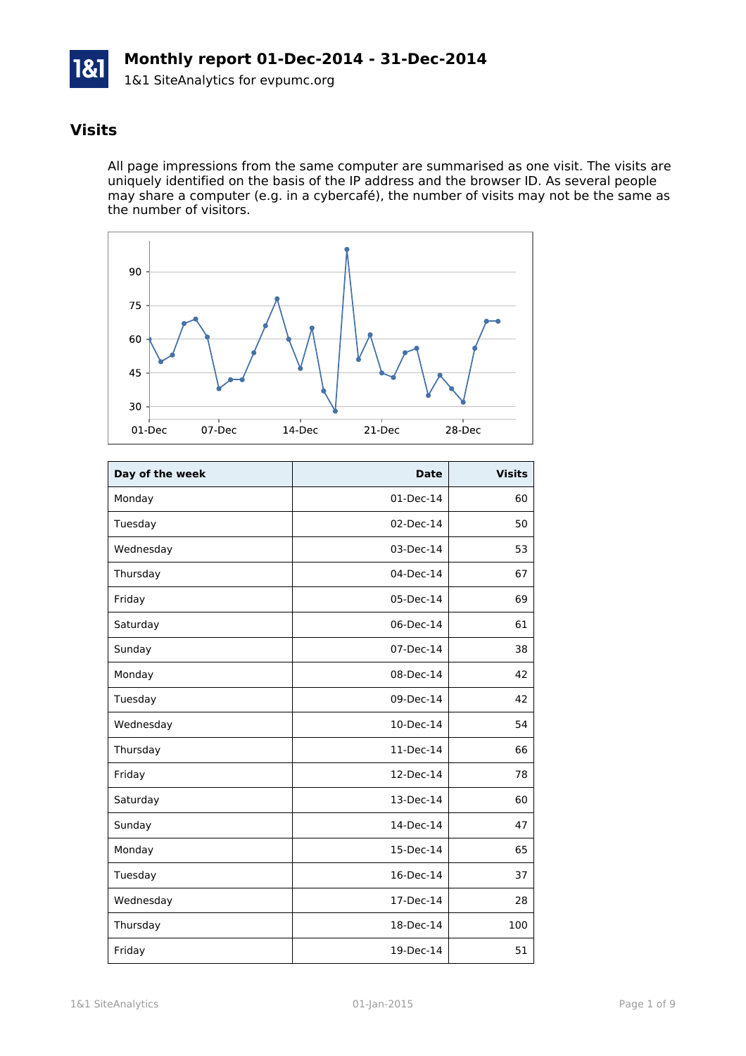# Monthly report 01-Dec-2014 - 31-Dec-2014

1&1 SiteAnalytics for evpumc.org

## Visits

All page impressions from the same computer are summarised as one visit. The visits are uniquely identified on the basis of the IP address and the browser ID. As several people may share a computer (e.g. in a cybercafé), the number of visits may not be the same as the number of visitors.

| Day of the week | Date | Visits |
|---|---:|---:|
| Monday | 01-Dec-14 | 60 |
| Tuesday | 02-Dec-14 | 50 |
| Wednesday | 03-Dec-14 | 53 |
| Thursday | 04-Dec-14 | 67 |
| Friday | 05-Dec-14 | 69 |
| Saturday | 06-Dec-14 | 61 |
| Sunday | 07-Dec-14 | 38 |
| Monday | 08-Dec-14 | 42 |
| Tuesday | 09-Dec-14 | 42 |
| Wednesday | 10-Dec-14 | 54 |
| Thursday | 11-Dec-14 | 66 |
| Friday | 12-Dec-14 | 78 |
| Saturday | 13-Dec-14 | 60 |
| Sunday | 14-Dec-14 | 47 |
| Monday | 15-Dec-14 | 65 |
| Tuesday | 16-Dec-14 | 37 |
| Wednesday | 17-Dec-14 | 28 |
| Thursday | 18-Dec-14 | 100 |
| Friday | 19-Dec-14 | 51 |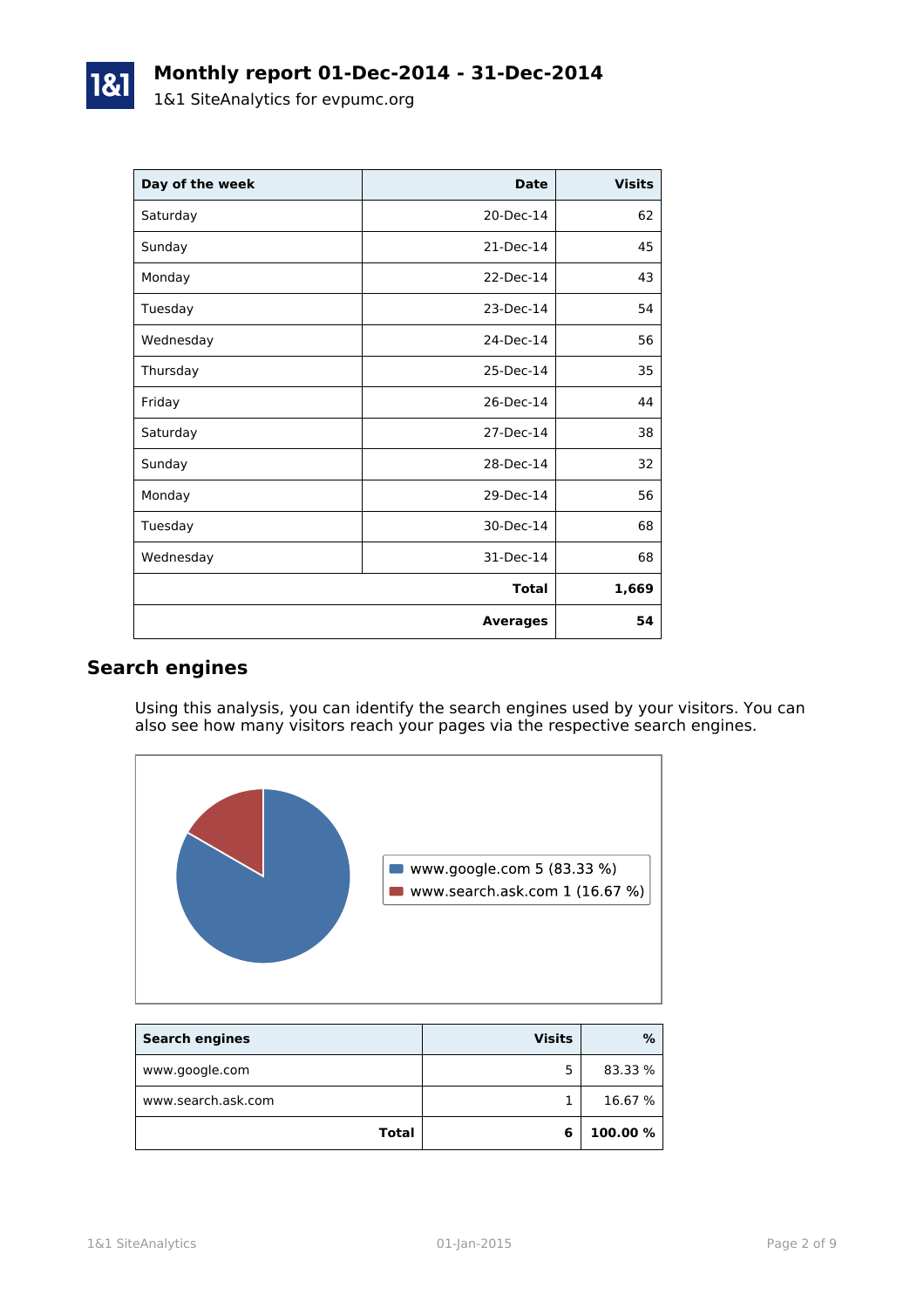# Monthly report 01-Dec-2014 - 31-Dec-2014

1&1 SiteAnalytics for evpumc.org

| Day of the week | Date | Visits |
|---|---|---|
| Saturday | 20-Dec-14 | 62 |
| Sunday | 21-Dec-14 | 45 |
| Monday | 22-Dec-14 | 43 |
| Tuesday | 23-Dec-14 | 54 |
| Wednesday | 24-Dec-14 | 56 |
| Thursday | 25-Dec-14 | 35 |
| Friday | 26-Dec-14 | 44 |
| Saturday | 27-Dec-14 | 38 |
| Sunday | 28-Dec-14 | 32 |
| Monday | 29-Dec-14 | 56 |
| Tuesday | 30-Dec-14 | 68 |
| Wednesday | 31-Dec-14 | 68 |
| | **Total** | **1,669** |
| | **Averages** | **54** |

## Search engines

Using this analysis, you can identify the search engines used by your visitors. You can also see how many visitors reach your pages via the respective search engines.

- www.google.com 5 (83.33 %)
- www.search.ask.com 1 (16.67 %)

| Search engines | Visits | % |
|---|---|---|
| www.google.com | 5 | 83.33 % |
| www.search.ask.com | 1 | 16.67 % |
| **Total** | **6** | **100.00 %** |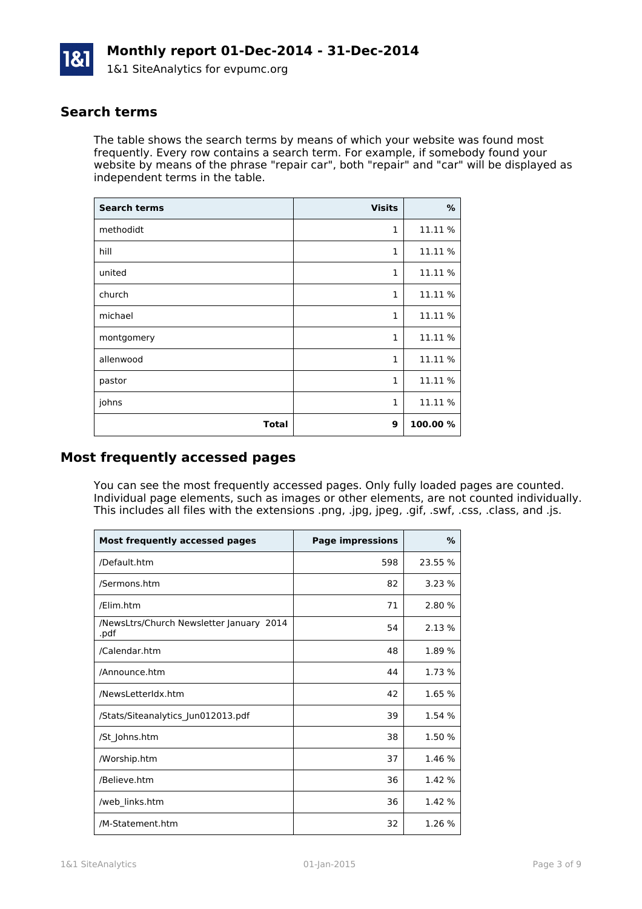# Monthly report 01-Dec-2014 - 31-Dec-2014

1&1 SiteAnalytics for evpumc.org

## Search terms

The table shows the search terms by means of which your website was found most frequently. Every row contains a search term. For example, if somebody found your website by means of the phrase "repair car", both "repair" and "car" will be displayed as independent terms in the table.

| Search terms | Visits | % |
|---|---:|---:|
| methodidt | 1 | 11.11 % |
| hill | 1 | 11.11 % |
| united | 1 | 11.11 % |
| church | 1 | 11.11 % |
| michael | 1 | 11.11 % |
| montgomery | 1 | 11.11 % |
| allenwood | 1 | 11.11 % |
| pastor | 1 | 11.11 % |
| johns | 1 | 11.11 % |
| **Total** | **9** | **100.00 %** |

## Most frequently accessed pages

You can see the most frequently accessed pages. Only fully loaded pages are counted. Individual page elements, such as images or other elements, are not counted individually. This includes all files with the extensions .png, .jpg, jpeg, .gif, .swf, .css, .class, and .js.

| Most frequently accessed pages | Page impressions | % |
|---|---:|---:|
| /Default.htm | 598 | 23.55 % |
| /Sermons.htm | 82 | 3.23 % |
| /Elim.htm | 71 | 2.80 % |
| /NewsLtrs/Church Newsletter January 2014 .pdf | 54 | 2.13 % |
| /Calendar.htm | 48 | 1.89 % |
| /Announce.htm | 44 | 1.73 % |
| /NewsLetterIdx.htm | 42 | 1.65 % |
| /Stats/Siteanalytics_Jun012013.pdf | 39 | 1.54 % |
| /St_Johns.htm | 38 | 1.50 % |
| /Worship.htm | 37 | 1.46 % |
| /Believe.htm | 36 | 1.42 % |
| /web_links.htm | 36 | 1.42 % |
| /M-Statement.htm | 32 | 1.26 % |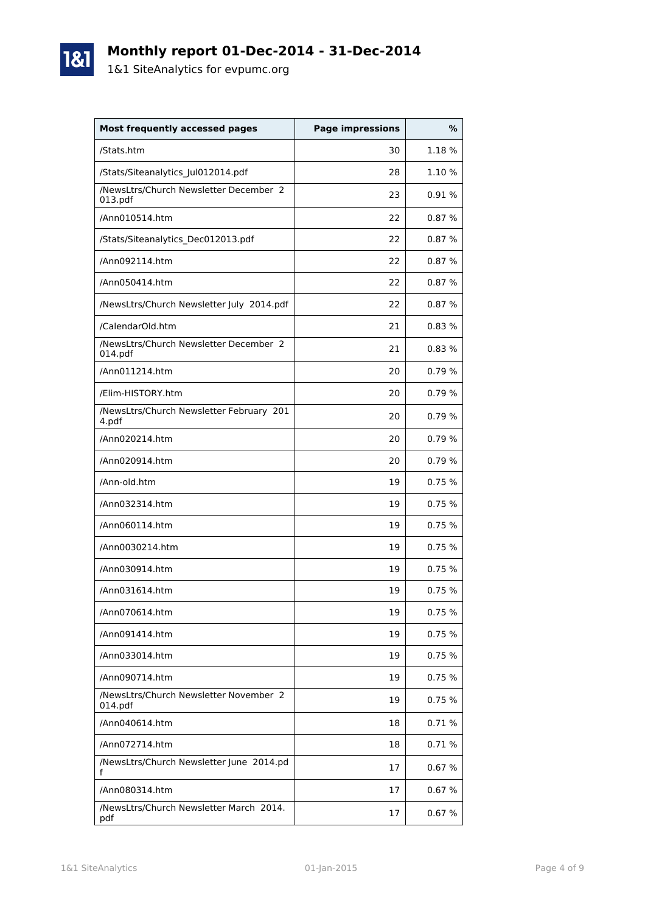# Monthly report 01-Dec-2014 - 31-Dec-2014

1&1 SiteAnalytics for evpumc.org

| Most frequently accessed pages | Page impressions | % |
|---|---|---|
| /Stats.htm | 30 | 1.18 % |
| /Stats/Siteanalytics_Jul012014.pdf | 28 | 1.10 % |
| /NewsLtrs/Church Newsletter December 2013.pdf | 23 | 0.91 % |
| /Ann010514.htm | 22 | 0.87 % |
| /Stats/Siteanalytics_Dec012013.pdf | 22 | 0.87 % |
| /Ann092114.htm | 22 | 0.87 % |
| /Ann050414.htm | 22 | 0.87 % |
| /NewsLtrs/Church Newsletter July 2014.pdf | 22 | 0.87 % |
| /CalendarOld.htm | 21 | 0.83 % |
| /NewsLtrs/Church Newsletter December 2014.pdf | 21 | 0.83 % |
| /Ann011214.htm | 20 | 0.79 % |
| /Elim-HISTORY.htm | 20 | 0.79 % |
| /NewsLtrs/Church Newsletter February 2014.pdf | 20 | 0.79 % |
| /Ann020214.htm | 20 | 0.79 % |
| /Ann020914.htm | 20 | 0.79 % |
| /Ann-old.htm | 19 | 0.75 % |
| /Ann032314.htm | 19 | 0.75 % |
| /Ann060114.htm | 19 | 0.75 % |
| /Ann0030214.htm | 19 | 0.75 % |
| /Ann030914.htm | 19 | 0.75 % |
| /Ann031614.htm | 19 | 0.75 % |
| /Ann070614.htm | 19 | 0.75 % |
| /Ann091414.htm | 19 | 0.75 % |
| /Ann033014.htm | 19 | 0.75 % |
| /Ann090714.htm | 19 | 0.75 % |
| /NewsLtrs/Church Newsletter November 2014.pdf | 19 | 0.75 % |
| /Ann040614.htm | 18 | 0.71 % |
| /Ann072714.htm | 18 | 0.71 % |
| /NewsLtrs/Church Newsletter June 2014.pdf | 17 | 0.67 % |
| /Ann080314.htm | 17 | 0.67 % |
| /NewsLtrs/Church Newsletter March 2014.pdf | 17 | 0.67 % |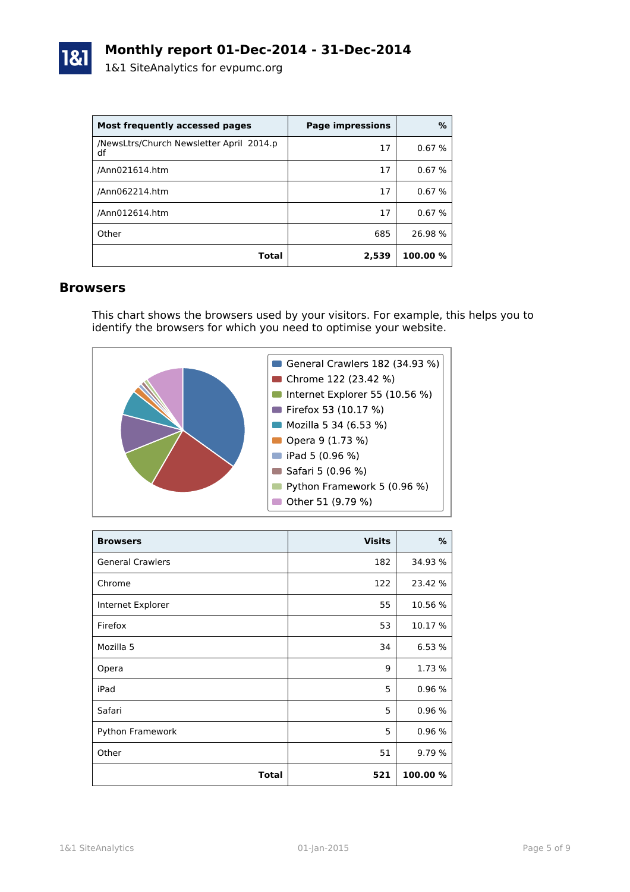# Monthly report 01-Dec-2014 - 31-Dec-2014

1&1 SiteAnalytics for evpumc.org

| Most frequently accessed pages | Page impressions | % |
|---|---|---|
| /NewsLtrs/Church Newsletter April 2014.pdf | 17 | 0.67 % |
| /Ann021614.htm | 17 | 0.67 % |
| /Ann062214.htm | 17 | 0.67 % |
| /Ann012614.htm | 17 | 0.67 % |
| Other | 685 | 26.98 % |
| **Total** | **2,539** | **100.00 %** |

## Browsers

This chart shows the browsers used by your visitors. For example, this helps you to identify the browsers for which you need to optimise your website.

- General Crawlers 182 (34.93 %)
- Chrome 122 (23.42 %)
- Internet Explorer 55 (10.56 %)
- Firefox 53 (10.17 %)
- Mozilla 5 34 (6.53 %)
- Opera 9 (1.73 %)
- iPad 5 (0.96 %)
- Safari 5 (0.96 %)
- Python Framework 5 (0.96 %)
- Other 51 (9.79 %)

| Browsers | Visits | % |
|---|---|---|
| General Crawlers | 182 | 34.93 % |
| Chrome | 122 | 23.42 % |
| Internet Explorer | 55 | 10.56 % |
| Firefox | 53 | 10.17 % |
| Mozilla 5 | 34 | 6.53 % |
| Opera | 9 | 1.73 % |
| iPad | 5 | 0.96 % |
| Safari | 5 | 0.96 % |
| Python Framework | 5 | 0.96 % |
| Other | 51 | 9.79 % |
| **Total** | **521** | **100.00 %** |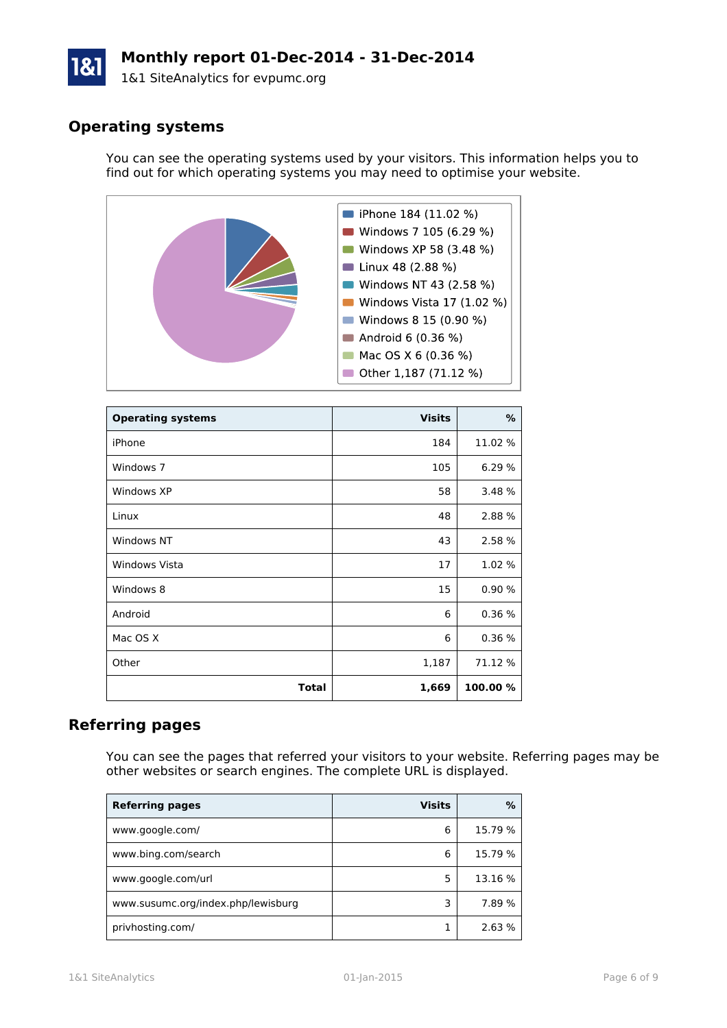# Monthly report 01-Dec-2014 - 31-Dec-2014

1&1 SiteAnalytics for evpumc.org

## Operating systems

You can see the operating systems used by your visitors. This information helps you to find out for which operating systems you may need to optimise your website.

- iPhone 184 (11.02 %)
- Windows 7 105 (6.29 %)
- Windows XP 58 (3.48 %)
- Linux 48 (2.88 %)
- Windows NT 43 (2.58 %)
- Windows Vista 17 (1.02 %)
- Windows 8 15 (0.90 %)
- Android 6 (0.36 %)
- Mac OS X 6 (0.36 %)
- Other 1,187 (71.12 %)

| Operating systems | Visits | % |
|---|---:|---:|
| iPhone | 184 | 11.02 % |
| Windows 7 | 105 | 6.29 % |
| Windows XP | 58 | 3.48 % |
| Linux | 48 | 2.88 % |
| Windows NT | 43 | 2.58 % |
| Windows Vista | 17 | 1.02 % |
| Windows 8 | 15 | 0.90 % |
| Android | 6 | 0.36 % |
| Mac OS X | 6 | 0.36 % |
| Other | 1,187 | 71.12 % |
| **Total** | **1,669** | **100.00 %** |

## Referring pages

You can see the pages that referred your visitors to your website. Referring pages may be other websites or search engines. The complete URL is displayed.

| Referring pages | Visits | % |
|---|---:|---:|
| www.google.com/ | 6 | 15.79 % |
| www.bing.com/search | 6 | 15.79 % |
| www.google.com/url | 5 | 13.16 % |
| www.susumc.org/index.php/lewisburg | 3 | 7.89 % |
| privhosting.com/ | 1 | 2.63 % |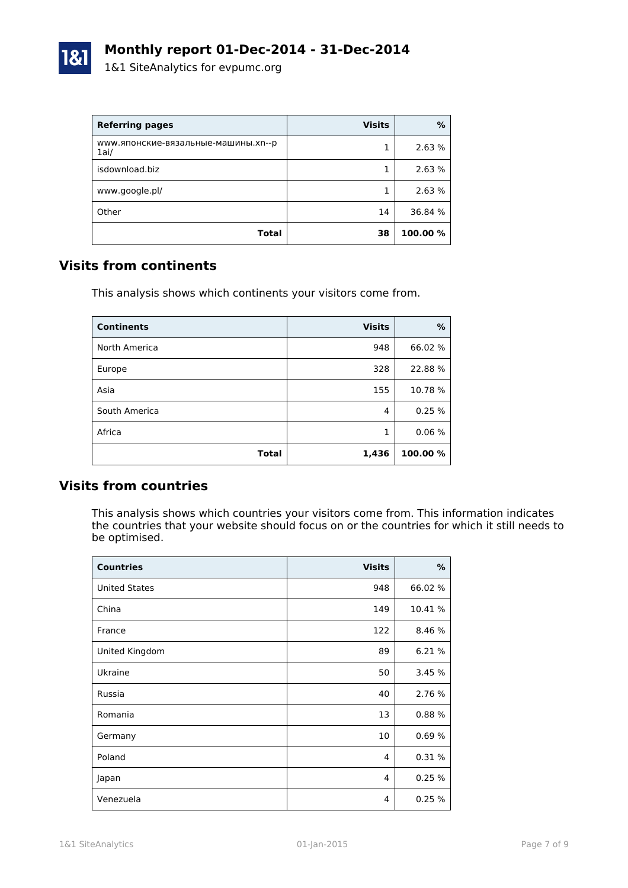# Monthly report 01-Dec-2014 - 31-Dec-2014

1&1 SiteAnalytics for evpumc.org

| Referring pages | Visits | % |
|---|---:|---:|
| www.японские-вязальные-машины.xn--p1ai/ | 1 | 2.63 % |
| isdownload.biz | 1 | 2.63 % |
| www.google.pl/ | 1 | 2.63 % |
| Other | 14 | 36.84 % |
| **Total** | **38** | **100.00 %** |

## Visits from continents

This analysis shows which continents your visitors come from.

| Continents | Visits | % |
|---|---:|---:|
| North America | 948 | 66.02 % |
| Europe | 328 | 22.88 % |
| Asia | 155 | 10.78 % |
| South America | 4 | 0.25 % |
| Africa | 1 | 0.06 % |
| **Total** | **1,436** | **100.00 %** |

## Visits from countries

This analysis shows which countries your visitors come from. This information indicates the countries that your website should focus on or the countries for which it still needs to be optimised.

| Countries | Visits | % |
|---|---:|---:|
| United States | 948 | 66.02 % |
| China | 149 | 10.41 % |
| France | 122 | 8.46 % |
| United Kingdom | 89 | 6.21 % |
| Ukraine | 50 | 3.45 % |
| Russia | 40 | 2.76 % |
| Romania | 13 | 0.88 % |
| Germany | 10 | 0.69 % |
| Poland | 4 | 0.31 % |
| Japan | 4 | 0.25 % |
| Venezuela | 4 | 0.25 % |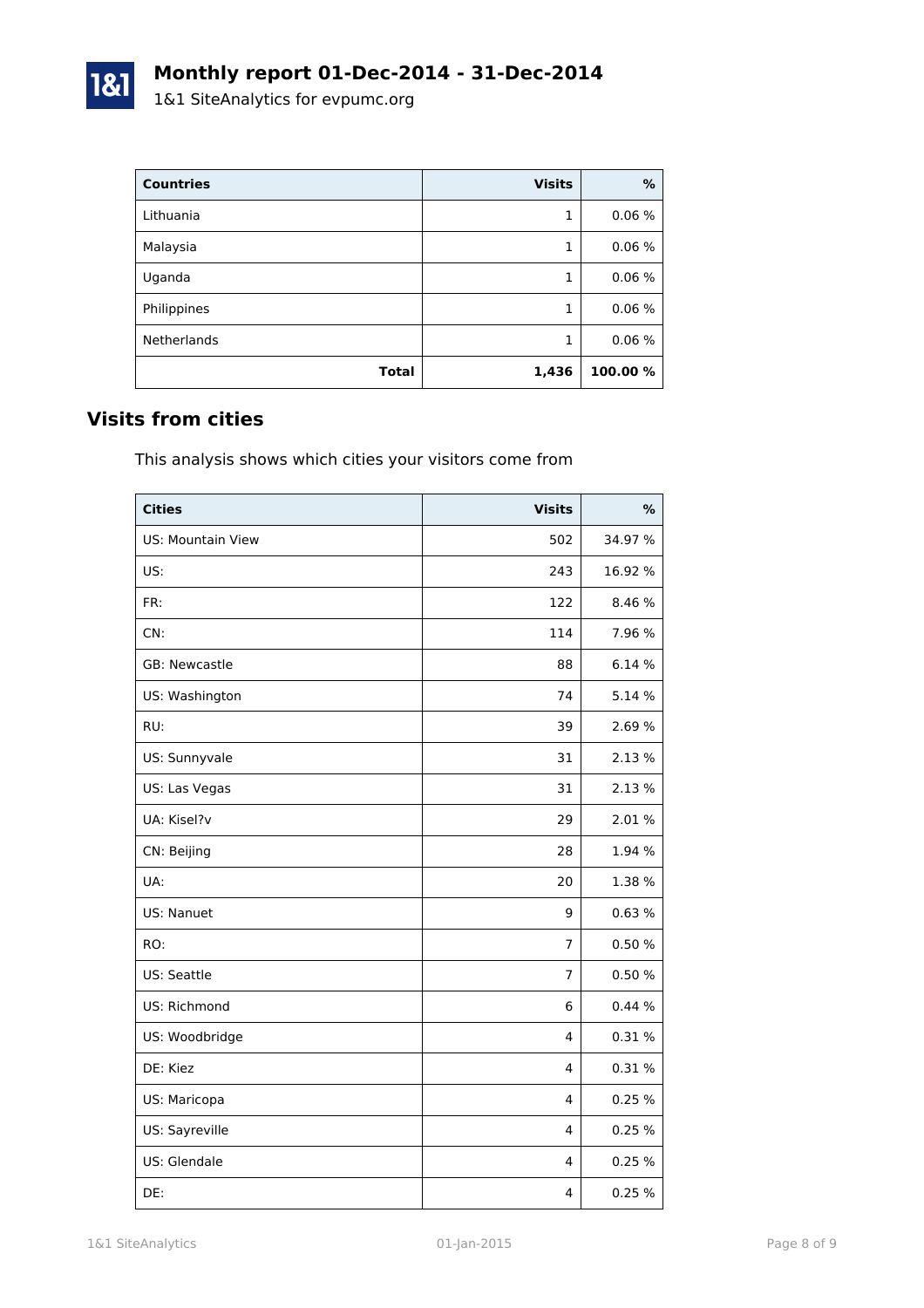# Monthly report 01-Dec-2014 - 31-Dec-2014

1&1 SiteAnalytics for evpumc.org

| Countries | Visits | % |
|---|---:|---:|
| Lithuania | 1 | 0.06 % |
| Malaysia | 1 | 0.06 % |
| Uganda | 1 | 0.06 % |
| Philippines | 1 | 0.06 % |
| Netherlands | 1 | 0.06 % |
| **Total** | **1,436** | **100.00 %** |

## Visits from cities

This analysis shows which cities your visitors come from

| Cities | Visits | % |
|---|---:|---:|
| US: Mountain View | 502 | 34.97 % |
| US: | 243 | 16.92 % |
| FR: | 122 | 8.46 % |
| CN: | 114 | 7.96 % |
| GB: Newcastle | 88 | 6.14 % |
| US: Washington | 74 | 5.14 % |
| RU: | 39 | 2.69 % |
| US: Sunnyvale | 31 | 2.13 % |
| US: Las Vegas | 31 | 2.13 % |
| UA: Kisel?v | 29 | 2.01 % |
| CN: Beijing | 28 | 1.94 % |
| UA: | 20 | 1.38 % |
| US: Nanuet | 9 | 0.63 % |
| RO: | 7 | 0.50 % |
| US: Seattle | 7 | 0.50 % |
| US: Richmond | 6 | 0.44 % |
| US: Woodbridge | 4 | 0.31 % |
| DE: Kiez | 4 | 0.31 % |
| US: Maricopa | 4 | 0.25 % |
| US: Sayreville | 4 | 0.25 % |
| US: Glendale | 4 | 0.25 % |
| DE: | 4 | 0.25 % |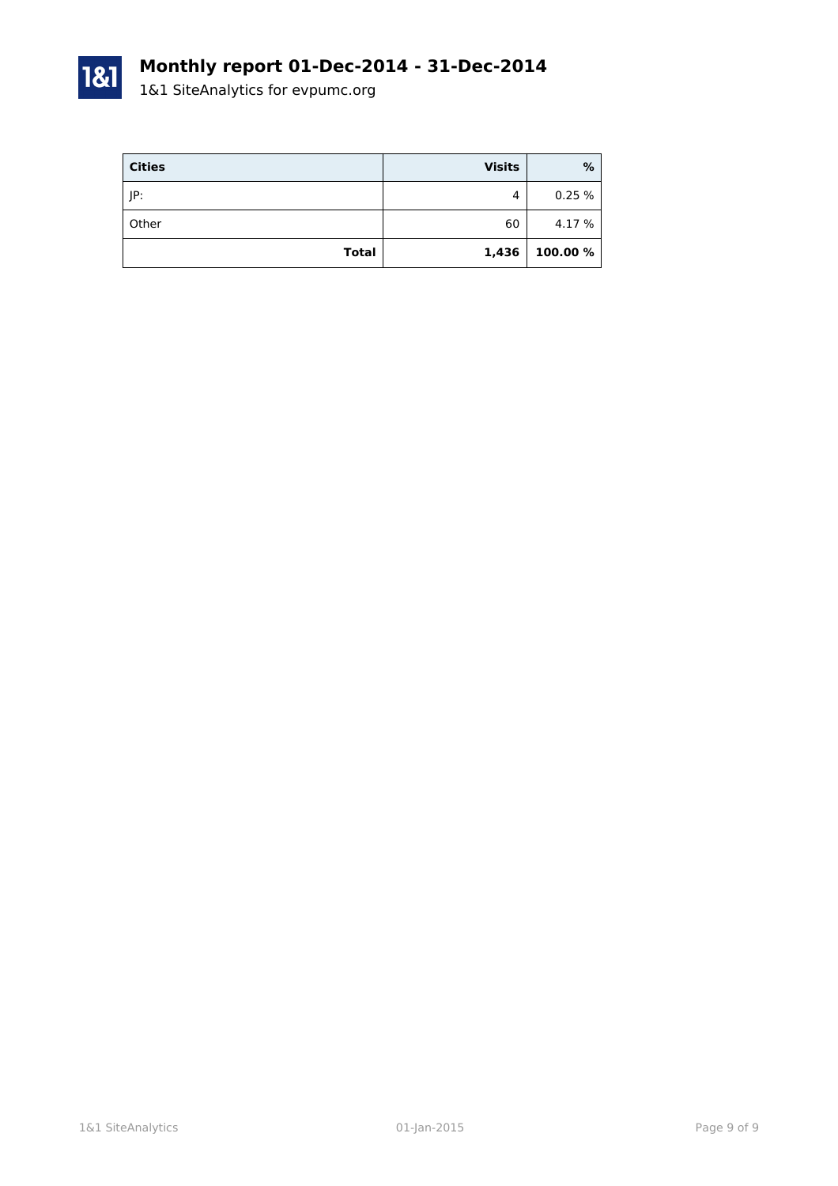# Monthly report 01-Dec-2014 - 31-Dec-2014

1&1 SiteAnalytics for evpumc.org

| Cities | Visits | % |
| --- | --- | --- |
| JP: | 4 | 0.25 % |
| Other | 60 | 4.17 % |
| **Total** | **1,436** | **100.00 %** |